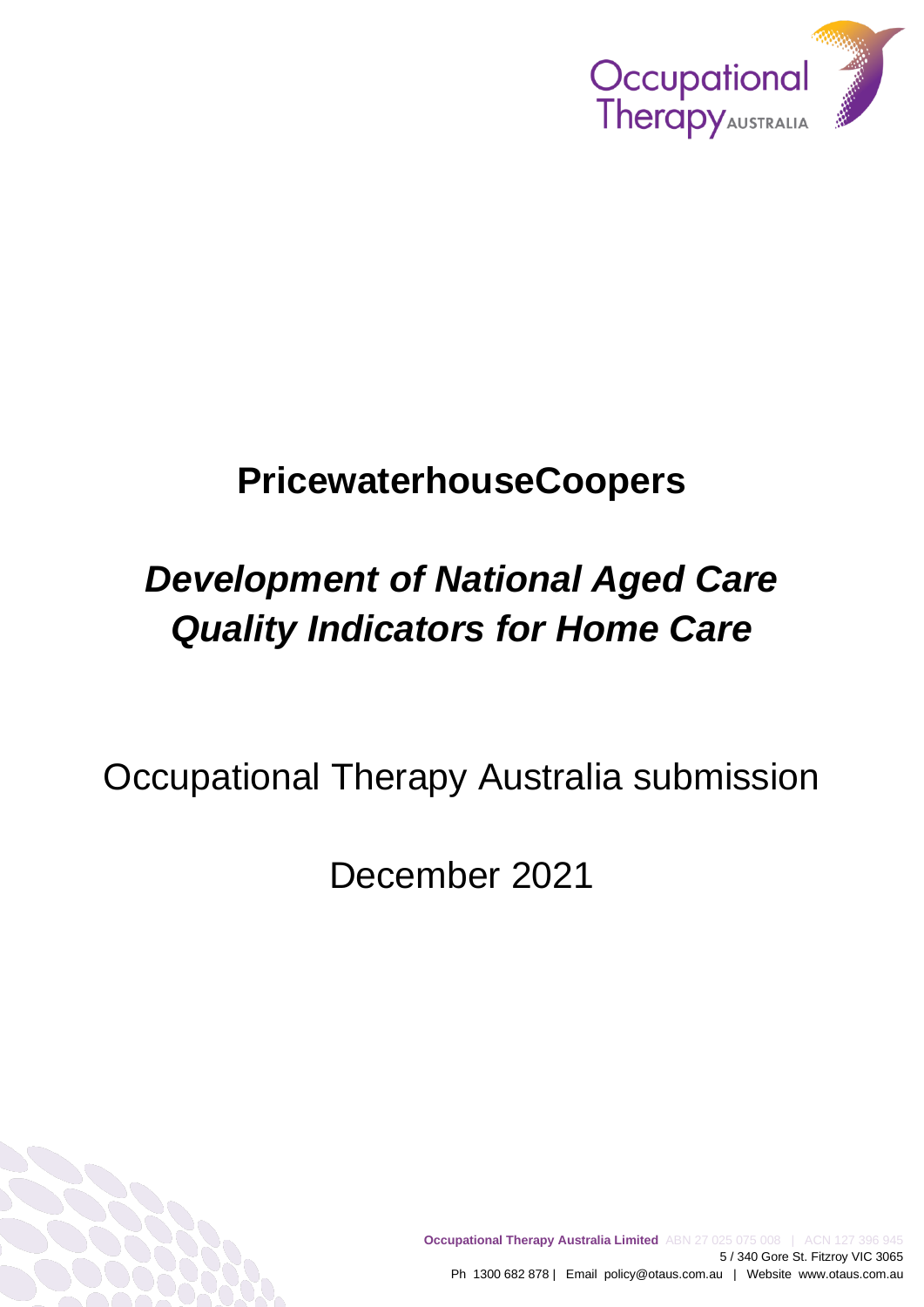# PricewaterhouseCoopers

# *Development of National Aged Care Quality Indicators for Home Care*

Occupational Therapy Australia submission

December 2021

**Occupational Therapy Australia Limited** ABN 27 025 075 008 | ACN 127 396 945
5 / 340 Gore St. Fitzroy VIC 3065
Ph 1300 682 878 | Email policy@otaus.com.au | Website www.otaus.com.au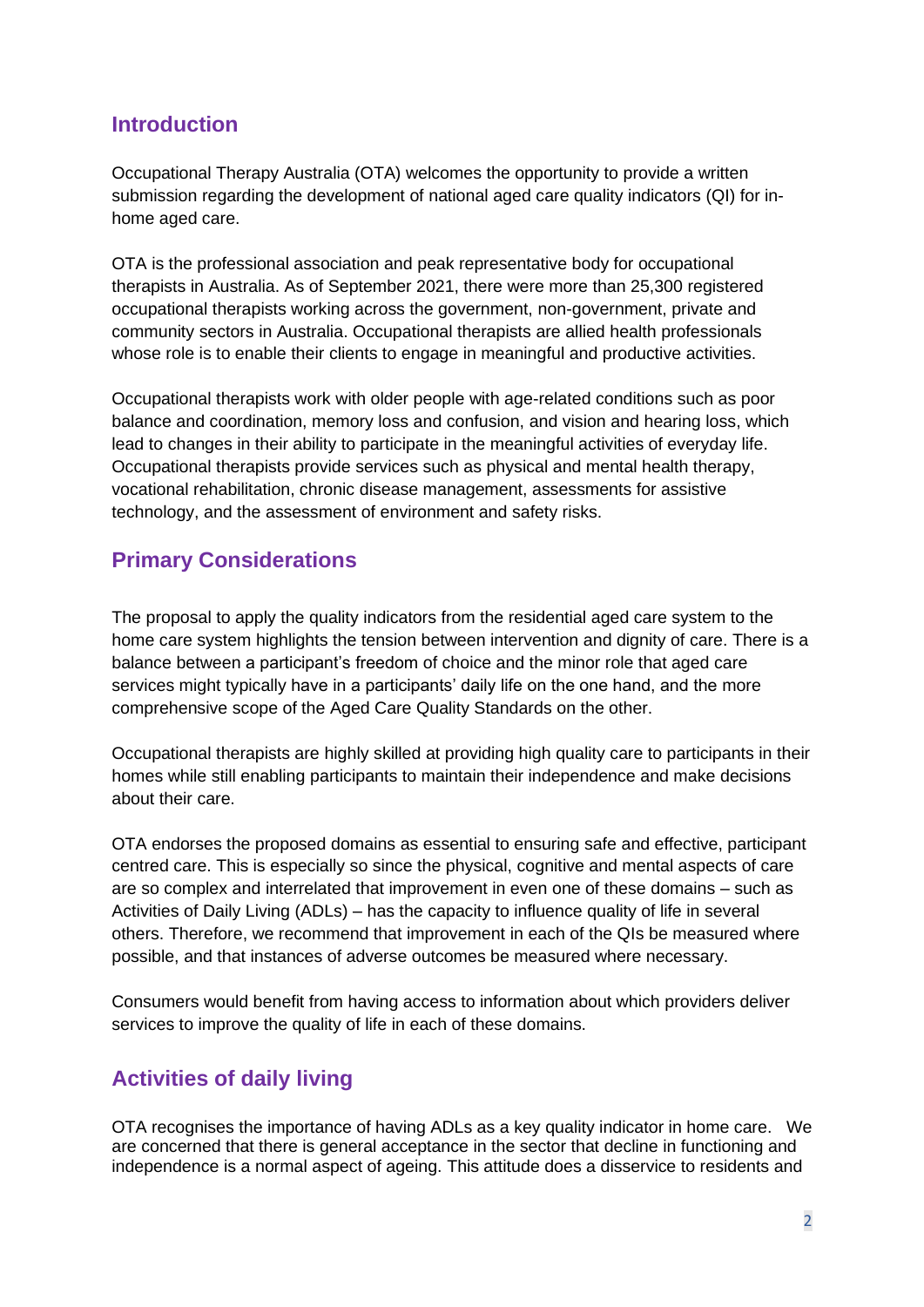## Introduction

Occupational Therapy Australia (OTA) welcomes the opportunity to provide a written submission regarding the development of national aged care quality indicators (QI) for in-home aged care.

OTA is the professional association and peak representative body for occupational therapists in Australia. As of September 2021, there were more than 25,300 registered occupational therapists working across the government, non-government, private and community sectors in Australia. Occupational therapists are allied health professionals whose role is to enable their clients to engage in meaningful and productive activities.

Occupational therapists work with older people with age-related conditions such as poor balance and coordination, memory loss and confusion, and vision and hearing loss, which lead to changes in their ability to participate in the meaningful activities of everyday life. Occupational therapists provide services such as physical and mental health therapy, vocational rehabilitation, chronic disease management, assessments for assistive technology, and the assessment of environment and safety risks.

## Primary Considerations

The proposal to apply the quality indicators from the residential aged care system to the home care system highlights the tension between intervention and dignity of care. There is a balance between a participant's freedom of choice and the minor role that aged care services might typically have in a participants' daily life on the one hand, and the more comprehensive scope of the Aged Care Quality Standards on the other.

Occupational therapists are highly skilled at providing high quality care to participants in their homes while still enabling participants to maintain their independence and make decisions about their care.

OTA endorses the proposed domains as essential to ensuring safe and effective, participant centred care. This is especially so since the physical, cognitive and mental aspects of care are so complex and interrelated that improvement in even one of these domains – such as Activities of Daily Living (ADLs) – has the capacity to influence quality of life in several others. Therefore, we recommend that improvement in each of the QIs be measured where possible, and that instances of adverse outcomes be measured where necessary.

Consumers would benefit from having access to information about which providers deliver services to improve the quality of life in each of these domains.

## Activities of daily living

OTA recognises the importance of having ADLs as a key quality indicator in home care. We are concerned that there is general acceptance in the sector that decline in functioning and independence is a normal aspect of ageing. This attitude does a disservice to residents and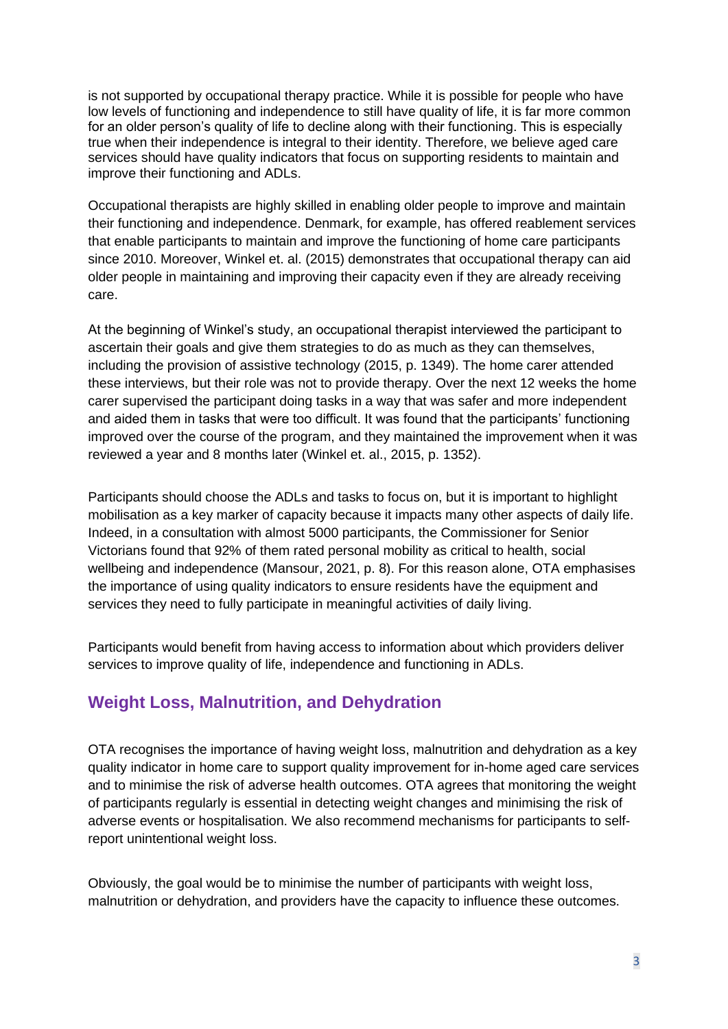is not supported by occupational therapy practice. While it is possible for people who have low levels of functioning and independence to still have quality of life, it is far more common for an older person's quality of life to decline along with their functioning. This is especially true when their independence is integral to their identity. Therefore, we believe aged care services should have quality indicators that focus on supporting residents to maintain and improve their functioning and ADLs.

Occupational therapists are highly skilled in enabling older people to improve and maintain their functioning and independence. Denmark, for example, has offered reablement services that enable participants to maintain and improve the functioning of home care participants since 2010. Moreover, Winkel et. al. (2015) demonstrates that occupational therapy can aid older people in maintaining and improving their capacity even if they are already receiving care.

At the beginning of Winkel's study, an occupational therapist interviewed the participant to ascertain their goals and give them strategies to do as much as they can themselves, including the provision of assistive technology (2015, p. 1349). The home carer attended these interviews, but their role was not to provide therapy. Over the next 12 weeks the home carer supervised the participant doing tasks in a way that was safer and more independent and aided them in tasks that were too difficult. It was found that the participants' functioning improved over the course of the program, and they maintained the improvement when it was reviewed a year and 8 months later (Winkel et. al., 2015, p. 1352).

Participants should choose the ADLs and tasks to focus on, but it is important to highlight mobilisation as a key marker of capacity because it impacts many other aspects of daily life. Indeed, in a consultation with almost 5000 participants, the Commissioner for Senior Victorians found that 92% of them rated personal mobility as critical to health, social wellbeing and independence (Mansour, 2021, p. 8). For this reason alone, OTA emphasises the importance of using quality indicators to ensure residents have the equipment and services they need to fully participate in meaningful activities of daily living.

Participants would benefit from having access to information about which providers deliver services to improve quality of life, independence and functioning in ADLs.

## Weight Loss, Malnutrition, and Dehydration

OTA recognises the importance of having weight loss, malnutrition and dehydration as a key quality indicator in home care to support quality improvement for in-home aged care services and to minimise the risk of adverse health outcomes. OTA agrees that monitoring the weight of participants regularly is essential in detecting weight changes and minimising the risk of adverse events or hospitalisation. We also recommend mechanisms for participants to self-report unintentional weight loss.

Obviously, the goal would be to minimise the number of participants with weight loss, malnutrition or dehydration, and providers have the capacity to influence these outcomes.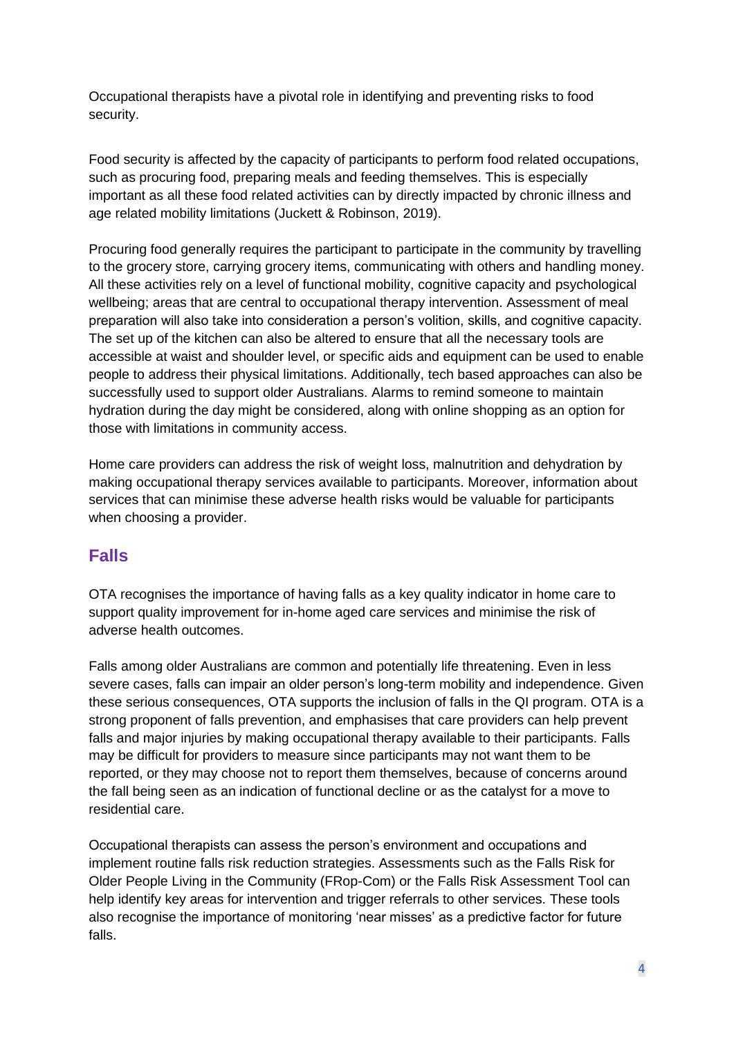Occupational therapists have a pivotal role in identifying and preventing risks to food security.

Food security is affected by the capacity of participants to perform food related occupations, such as procuring food, preparing meals and feeding themselves. This is especially important as all these food related activities can by directly impacted by chronic illness and age related mobility limitations (Juckett & Robinson, 2019).

Procuring food generally requires the participant to participate in the community by travelling to the grocery store, carrying grocery items, communicating with others and handling money. All these activities rely on a level of functional mobility, cognitive capacity and psychological wellbeing; areas that are central to occupational therapy intervention. Assessment of meal preparation will also take into consideration a person's volition, skills, and cognitive capacity. The set up of the kitchen can also be altered to ensure that all the necessary tools are accessible at waist and shoulder level, or specific aids and equipment can be used to enable people to address their physical limitations. Additionally, tech based approaches can also be successfully used to support older Australians. Alarms to remind someone to maintain hydration during the day might be considered, along with online shopping as an option for those with limitations in community access.

Home care providers can address the risk of weight loss, malnutrition and dehydration by making occupational therapy services available to participants. Moreover, information about services that can minimise these adverse health risks would be valuable for participants when choosing a provider.

## Falls

OTA recognises the importance of having falls as a key quality indicator in home care to support quality improvement for in-home aged care services and minimise the risk of adverse health outcomes.

Falls among older Australians are common and potentially life threatening. Even in less severe cases, falls can impair an older person's long-term mobility and independence. Given these serious consequences, OTA supports the inclusion of falls in the QI program. OTA is a strong proponent of falls prevention, and emphasises that care providers can help prevent falls and major injuries by making occupational therapy available to their participants. Falls may be difficult for providers to measure since participants may not want them to be reported, or they may choose not to report them themselves, because of concerns around the fall being seen as an indication of functional decline or as the catalyst for a move to residential care.

Occupational therapists can assess the person's environment and occupations and implement routine falls risk reduction strategies. Assessments such as the Falls Risk for Older People Living in the Community (FRop-Com) or the Falls Risk Assessment Tool can help identify key areas for intervention and trigger referrals to other services. These tools also recognise the importance of monitoring 'near misses' as a predictive factor for future falls.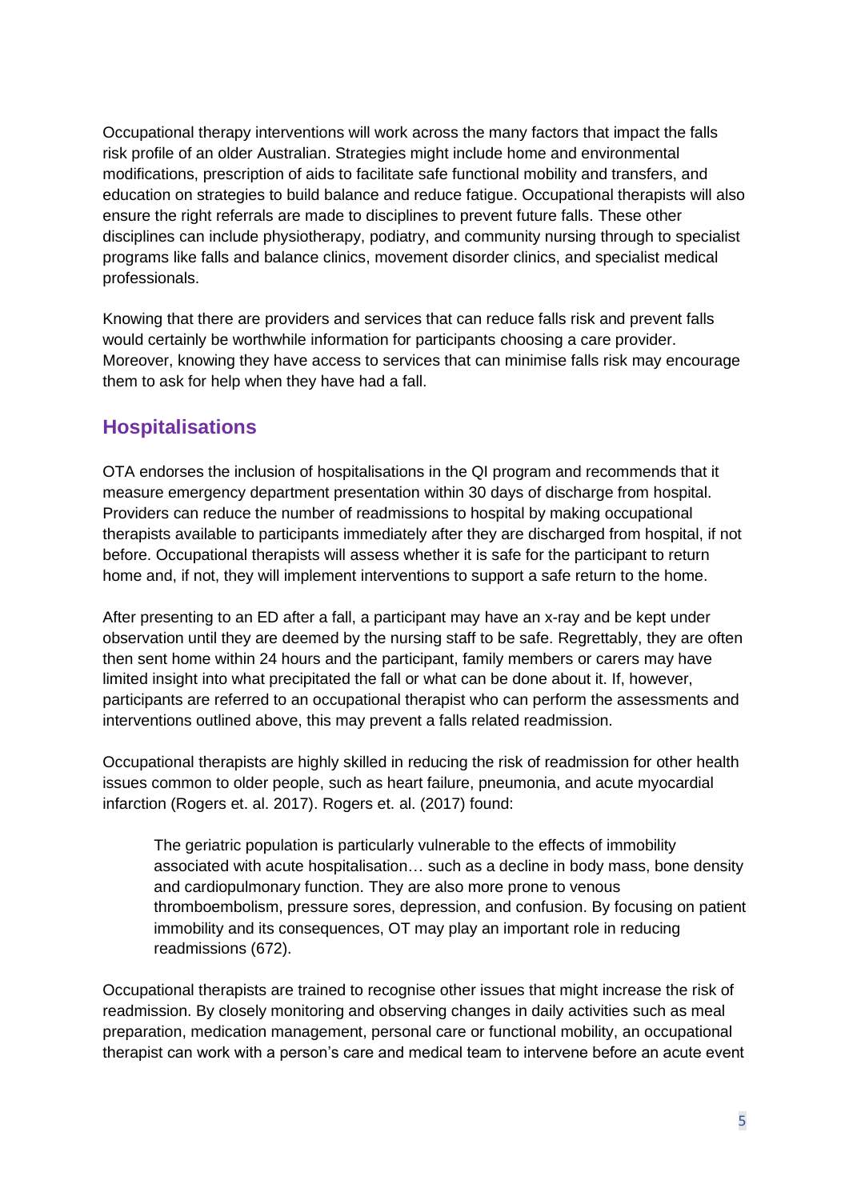Occupational therapy interventions will work across the many factors that impact the falls risk profile of an older Australian. Strategies might include home and environmental modifications, prescription of aids to facilitate safe functional mobility and transfers, and education on strategies to build balance and reduce fatigue. Occupational therapists will also ensure the right referrals are made to disciplines to prevent future falls. These other disciplines can include physiotherapy, podiatry, and community nursing through to specialist programs like falls and balance clinics, movement disorder clinics, and specialist medical professionals.

Knowing that there are providers and services that can reduce falls risk and prevent falls would certainly be worthwhile information for participants choosing a care provider. Moreover, knowing they have access to services that can minimise falls risk may encourage them to ask for help when they have had a fall.

## Hospitalisations

OTA endorses the inclusion of hospitalisations in the QI program and recommends that it measure emergency department presentation within 30 days of discharge from hospital. Providers can reduce the number of readmissions to hospital by making occupational therapists available to participants immediately after they are discharged from hospital, if not before. Occupational therapists will assess whether it is safe for the participant to return home and, if not, they will implement interventions to support a safe return to the home.

After presenting to an ED after a fall, a participant may have an x-ray and be kept under observation until they are deemed by the nursing staff to be safe. Regrettably, they are often then sent home within 24 hours and the participant, family members or carers may have limited insight into what precipitated the fall or what can be done about it. If, however, participants are referred to an occupational therapist who can perform the assessments and interventions outlined above, this may prevent a falls related readmission.

Occupational therapists are highly skilled in reducing the risk of readmission for other health issues common to older people, such as heart failure, pneumonia, and acute myocardial infarction (Rogers et. al. 2017). Rogers et. al. (2017) found:

> The geriatric population is particularly vulnerable to the effects of immobility associated with acute hospitalisation… such as a decline in body mass, bone density and cardiopulmonary function. They are also more prone to venous thromboembolism, pressure sores, depression, and confusion. By focusing on patient immobility and its consequences, OT may play an important role in reducing readmissions (672).

Occupational therapists are trained to recognise other issues that might increase the risk of readmission. By closely monitoring and observing changes in daily activities such as meal preparation, medication management, personal care or functional mobility, an occupational therapist can work with a person's care and medical team to intervene before an acute event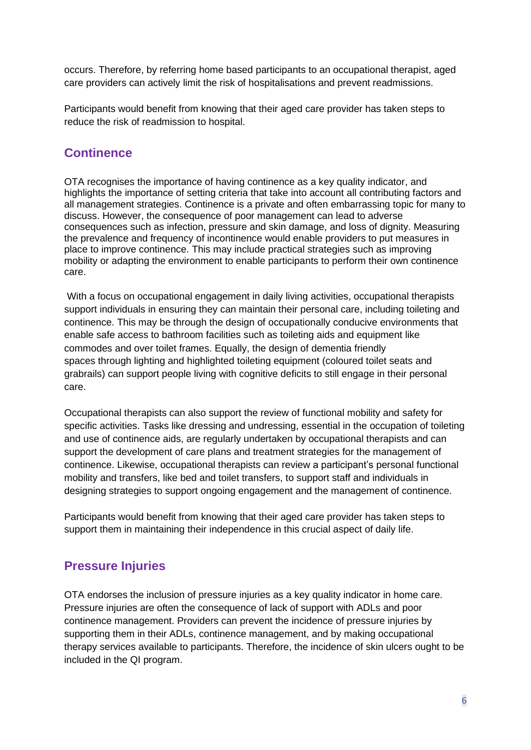occurs. Therefore, by referring home based participants to an occupational therapist, aged care providers can actively limit the risk of hospitalisations and prevent readmissions.

Participants would benefit from knowing that their aged care provider has taken steps to reduce the risk of readmission to hospital.

## Continence

OTA recognises the importance of having continence as a key quality indicator, and highlights the importance of setting criteria that take into account all contributing factors and all management strategies. Continence is a private and often embarrassing topic for many to discuss. However, the consequence of poor management can lead to adverse consequences such as infection, pressure and skin damage, and loss of dignity. Measuring the prevalence and frequency of incontinence would enable providers to put measures in place to improve continence. This may include practical strategies such as improving mobility or adapting the environment to enable participants to perform their own continence care.

With a focus on occupational engagement in daily living activities, occupational therapists support individuals in ensuring they can maintain their personal care, including toileting and continence. This may be through the design of occupationally conducive environments that enable safe access to bathroom facilities such as toileting aids and equipment like commodes and over toilet frames. Equally, the design of dementia friendly spaces through lighting and highlighted toileting equipment (coloured toilet seats and grabrails) can support people living with cognitive deficits to still engage in their personal care.

Occupational therapists can also support the review of functional mobility and safety for specific activities. Tasks like dressing and undressing, essential in the occupation of toileting and use of continence aids, are regularly undertaken by occupational therapists and can support the development of care plans and treatment strategies for the management of continence. Likewise, occupational therapists can review a participant's personal functional mobility and transfers, like bed and toilet transfers, to support staff and individuals in designing strategies to support ongoing engagement and the management of continence.

Participants would benefit from knowing that their aged care provider has taken steps to support them in maintaining their independence in this crucial aspect of daily life.

## Pressure Injuries

OTA endorses the inclusion of pressure injuries as a key quality indicator in home care. Pressure injuries are often the consequence of lack of support with ADLs and poor continence management. Providers can prevent the incidence of pressure injuries by supporting them in their ADLs, continence management, and by making occupational therapy services available to participants. Therefore, the incidence of skin ulcers ought to be included in the QI program.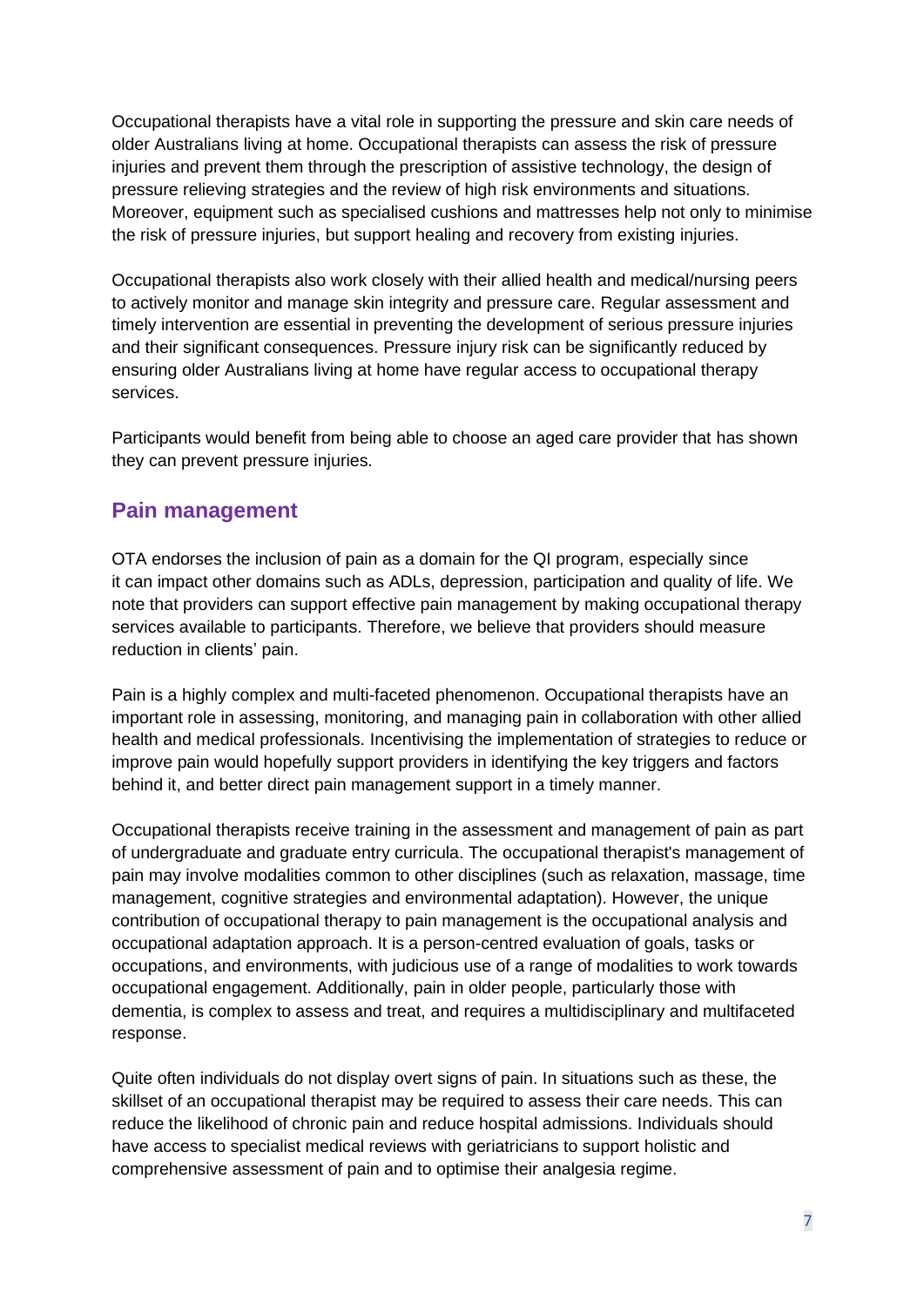Occupational therapists have a vital role in supporting the pressure and skin care needs of older Australians living at home. Occupational therapists can assess the risk of pressure injuries and prevent them through the prescription of assistive technology, the design of pressure relieving strategies and the review of high risk environments and situations. Moreover, equipment such as specialised cushions and mattresses help not only to minimise the risk of pressure injuries, but support healing and recovery from existing injuries.

Occupational therapists also work closely with their allied health and medical/nursing peers to actively monitor and manage skin integrity and pressure care. Regular assessment and timely intervention are essential in preventing the development of serious pressure injuries and their significant consequences. Pressure injury risk can be significantly reduced by ensuring older Australians living at home have regular access to occupational therapy services.

Participants would benefit from being able to choose an aged care provider that has shown they can prevent pressure injuries.

## Pain management

OTA endorses the inclusion of pain as a domain for the QI program, especially since it can impact other domains such as ADLs, depression, participation and quality of life. We note that providers can support effective pain management by making occupational therapy services available to participants. Therefore, we believe that providers should measure reduction in clients' pain.

Pain is a highly complex and multi-faceted phenomenon. Occupational therapists have an important role in assessing, monitoring, and managing pain in collaboration with other allied health and medical professionals. Incentivising the implementation of strategies to reduce or improve pain would hopefully support providers in identifying the key triggers and factors behind it, and better direct pain management support in a timely manner.

Occupational therapists receive training in the assessment and management of pain as part of undergraduate and graduate entry curricula. The occupational therapist's management of pain may involve modalities common to other disciplines (such as relaxation, massage, time management, cognitive strategies and environmental adaptation). However, the unique contribution of occupational therapy to pain management is the occupational analysis and occupational adaptation approach. It is a person-centred evaluation of goals, tasks or occupations, and environments, with judicious use of a range of modalities to work towards occupational engagement. Additionally, pain in older people, particularly those with dementia, is complex to assess and treat, and requires a multidisciplinary and multifaceted response.

Quite often individuals do not display overt signs of pain. In situations such as these, the skillset of an occupational therapist may be required to assess their care needs. This can reduce the likelihood of chronic pain and reduce hospital admissions. Individuals should have access to specialist medical reviews with geriatricians to support holistic and comprehensive assessment of pain and to optimise their analgesia regime.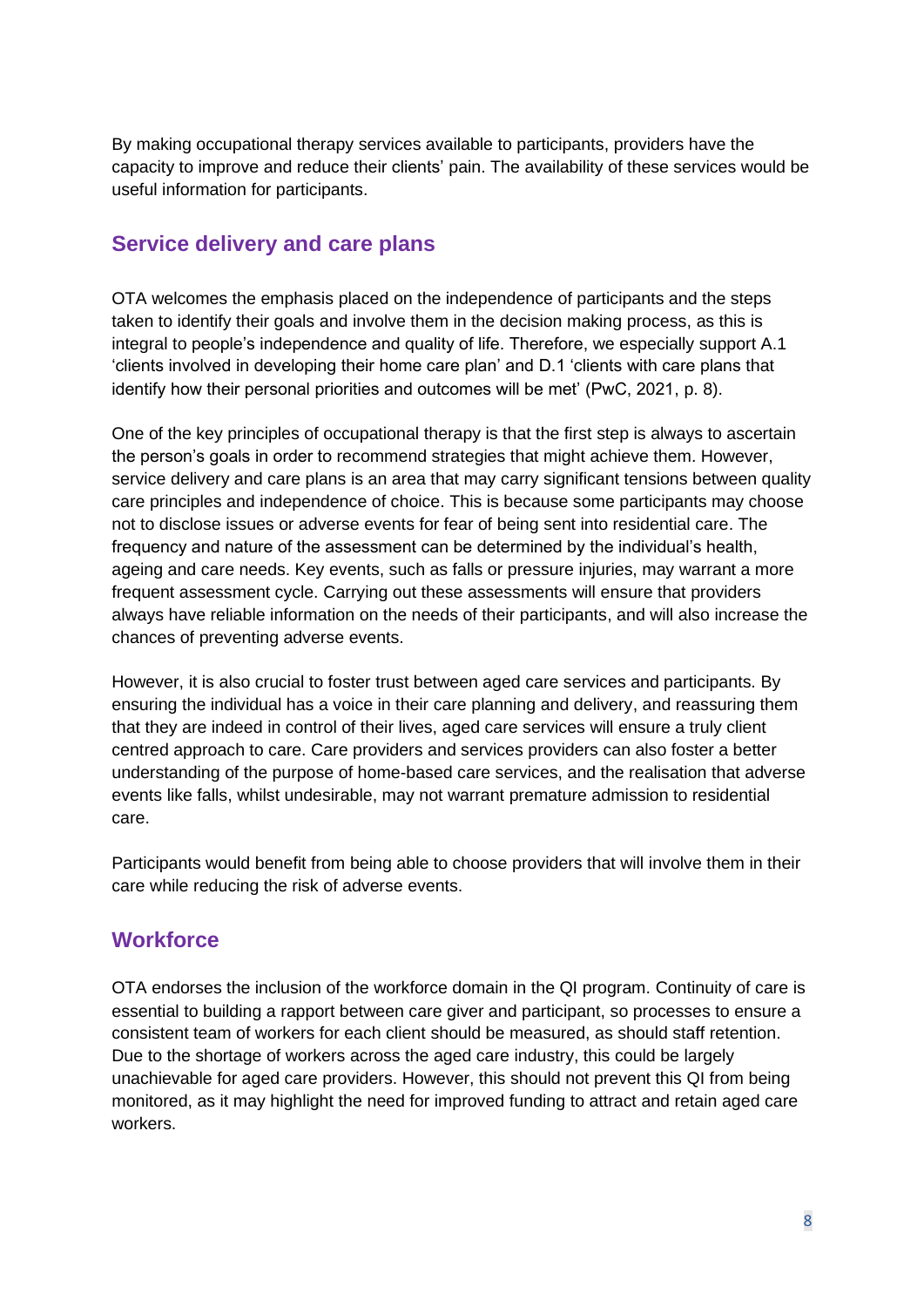By making occupational therapy services available to participants, providers have the capacity to improve and reduce their clients' pain. The availability of these services would be useful information for participants.

## Service delivery and care plans

OTA welcomes the emphasis placed on the independence of participants and the steps taken to identify their goals and involve them in the decision making process, as this is integral to people's independence and quality of life. Therefore, we especially support A.1 'clients involved in developing their home care plan' and D.1 'clients with care plans that identify how their personal priorities and outcomes will be met' (PwC, 2021, p. 8).

One of the key principles of occupational therapy is that the first step is always to ascertain the person's goals in order to recommend strategies that might achieve them. However, service delivery and care plans is an area that may carry significant tensions between quality care principles and independence of choice. This is because some participants may choose not to disclose issues or adverse events for fear of being sent into residential care. The frequency and nature of the assessment can be determined by the individual's health, ageing and care needs. Key events, such as falls or pressure injuries, may warrant a more frequent assessment cycle. Carrying out these assessments will ensure that providers always have reliable information on the needs of their participants, and will also increase the chances of preventing adverse events.

However, it is also crucial to foster trust between aged care services and participants. By ensuring the individual has a voice in their care planning and delivery, and reassuring them that they are indeed in control of their lives, aged care services will ensure a truly client centred approach to care. Care providers and services providers can also foster a better understanding of the purpose of home-based care services, and the realisation that adverse events like falls, whilst undesirable, may not warrant premature admission to residential care.

Participants would benefit from being able to choose providers that will involve them in their care while reducing the risk of adverse events.

## Workforce

OTA endorses the inclusion of the workforce domain in the QI program. Continuity of care is essential to building a rapport between care giver and participant, so processes to ensure a consistent team of workers for each client should be measured, as should staff retention. Due to the shortage of workers across the aged care industry, this could be largely unachievable for aged care providers. However, this should not prevent this QI from being monitored, as it may highlight the need for improved funding to attract and retain aged care workers.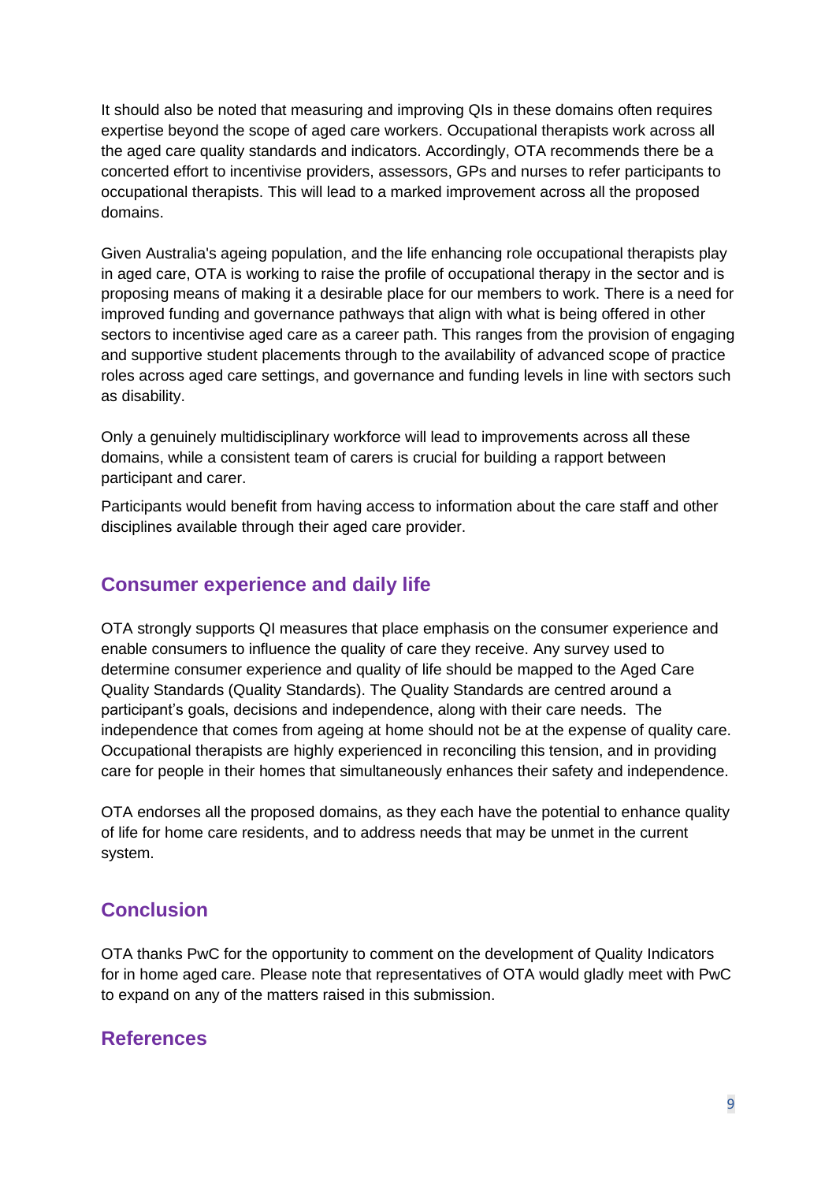It should also be noted that measuring and improving QIs in these domains often requires expertise beyond the scope of aged care workers. Occupational therapists work across all the aged care quality standards and indicators. Accordingly, OTA recommends there be a concerted effort to incentivise providers, assessors, GPs and nurses to refer participants to occupational therapists. This will lead to a marked improvement across all the proposed domains.

Given Australia's ageing population, and the life enhancing role occupational therapists play in aged care, OTA is working to raise the profile of occupational therapy in the sector and is proposing means of making it a desirable place for our members to work. There is a need for improved funding and governance pathways that align with what is being offered in other sectors to incentivise aged care as a career path. This ranges from the provision of engaging and supportive student placements through to the availability of advanced scope of practice roles across aged care settings, and governance and funding levels in line with sectors such as disability.

Only a genuinely multidisciplinary workforce will lead to improvements across all these domains, while a consistent team of carers is crucial for building a rapport between participant and carer.

Participants would benefit from having access to information about the care staff and other disciplines available through their aged care provider.

## Consumer experience and daily life

OTA strongly supports QI measures that place emphasis on the consumer experience and enable consumers to influence the quality of care they receive. Any survey used to determine consumer experience and quality of life should be mapped to the Aged Care Quality Standards (Quality Standards). The Quality Standards are centred around a participant's goals, decisions and independence, along with their care needs. The independence that comes from ageing at home should not be at the expense of quality care. Occupational therapists are highly experienced in reconciling this tension, and in providing care for people in their homes that simultaneously enhances their safety and independence.

OTA endorses all the proposed domains, as they each have the potential to enhance quality of life for home care residents, and to address needs that may be unmet in the current system.

## Conclusion

OTA thanks PwC for the opportunity to comment on the development of Quality Indicators for in home aged care. Please note that representatives of OTA would gladly meet with PwC to expand on any of the matters raised in this submission.

## References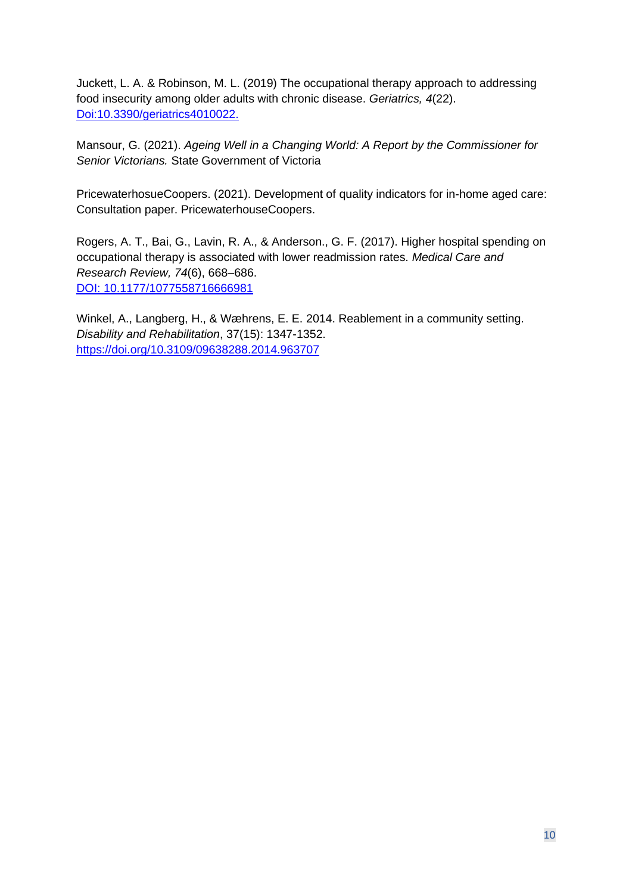Juckett, L. A. & Robinson, M. L. (2019) The occupational therapy approach to addressing food insecurity among older adults with chronic disease. *Geriatrics, 4*(22). Doi:10.3390/geriatrics4010022.

Mansour, G. (2021). *Ageing Well in a Changing World: A Report by the Commissioner for Senior Victorians.* State Government of Victoria

PricewaterhosueCoopers. (2021). Development of quality indicators for in-home aged care: Consultation paper. PricewaterhouseCoopers.

Rogers, A. T., Bai, G., Lavin, R. A., & Anderson., G. F. (2017). Higher hospital spending on occupational therapy is associated with lower readmission rates. *Medical Care and Research Review, 74*(6), 668–686. DOI: 10.1177/1077558716666981

Winkel, A., Langberg, H., & Wæhrens, E. E. 2014. Reablement in a community setting. *Disability and Rehabilitation*, 37(15): 1347-1352. https://doi.org/10.3109/09638288.2014.963707